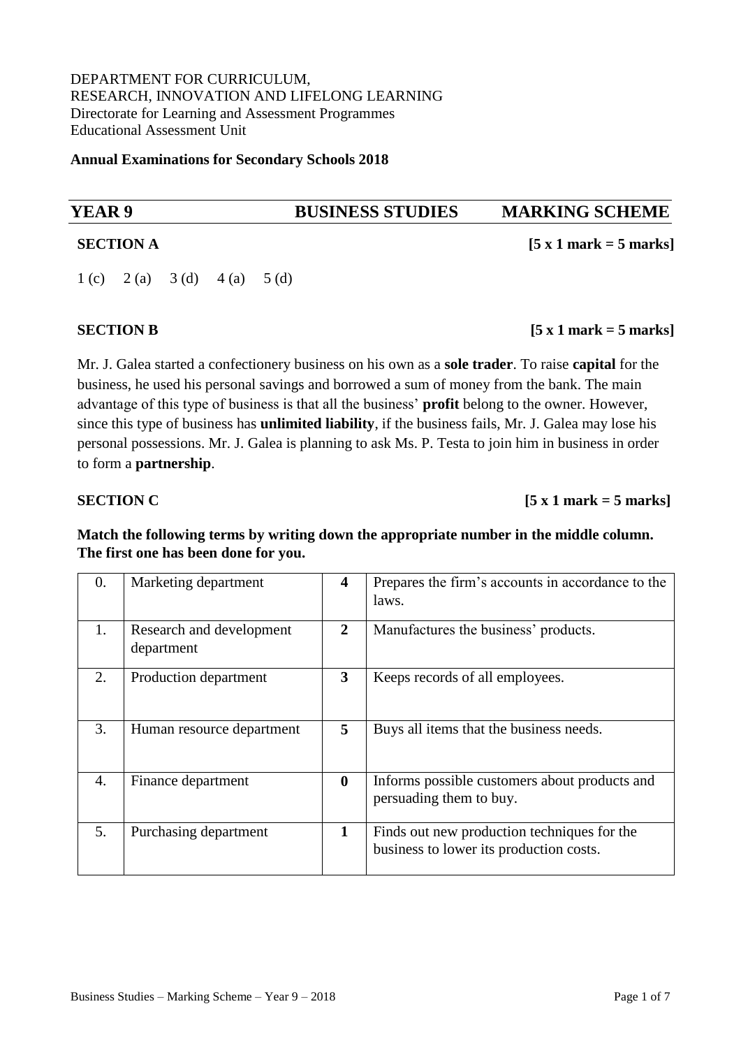DEPARTMENT FOR CURRICULUM,
RESEARCH, INNOVATION AND LIFELONG LEARNING
Directorate for Learning and Assessment Programmes
Educational Assessment Unit

**Annual Examinations for Secondary Schools 2018**

## YEAR 9 BUSINESS STUDIES MARKING SCHEME

**SECTION A** **[5 x 1 mark = 5 marks]**

1 (c) 2 (a) 3 (d) 4 (a) 5 (d)

**SECTION B** **[5 x 1 mark = 5 marks]**

Mr. J. Galea started a confectionery business on his own as a **sole trader**. To raise **capital** for the business, he used his personal savings and borrowed a sum of money from the bank. The main advantage of this type of business is that all the business' **profit** belong to the owner. However, since this type of business has **unlimited liability**, if the business fails, Mr. J. Galea may lose his personal possessions. Mr. J. Galea is planning to ask Ms. P. Testa to join him in business in order to form a **partnership**.

**SECTION C** **[5 x 1 mark = 5 marks]**

**Match the following terms by writing down the appropriate number in the middle column. The first one has been done for you.**

| | | | |
|---|---|---|---|
| 0. | Marketing department | **4** | Prepares the firm's accounts in accordance to the laws. |
| 1. | Research and development department | **2** | Manufactures the business' products. |
| 2. | Production department | **3** | Keeps records of all employees. |
| 3. | Human resource department | **5** | Buys all items that the business needs. |
| 4. | Finance department | **0** | Informs possible customers about products and persuading them to buy. |
| 5. | Purchasing department | **1** | Finds out new production techniques for the business to lower its production costs. |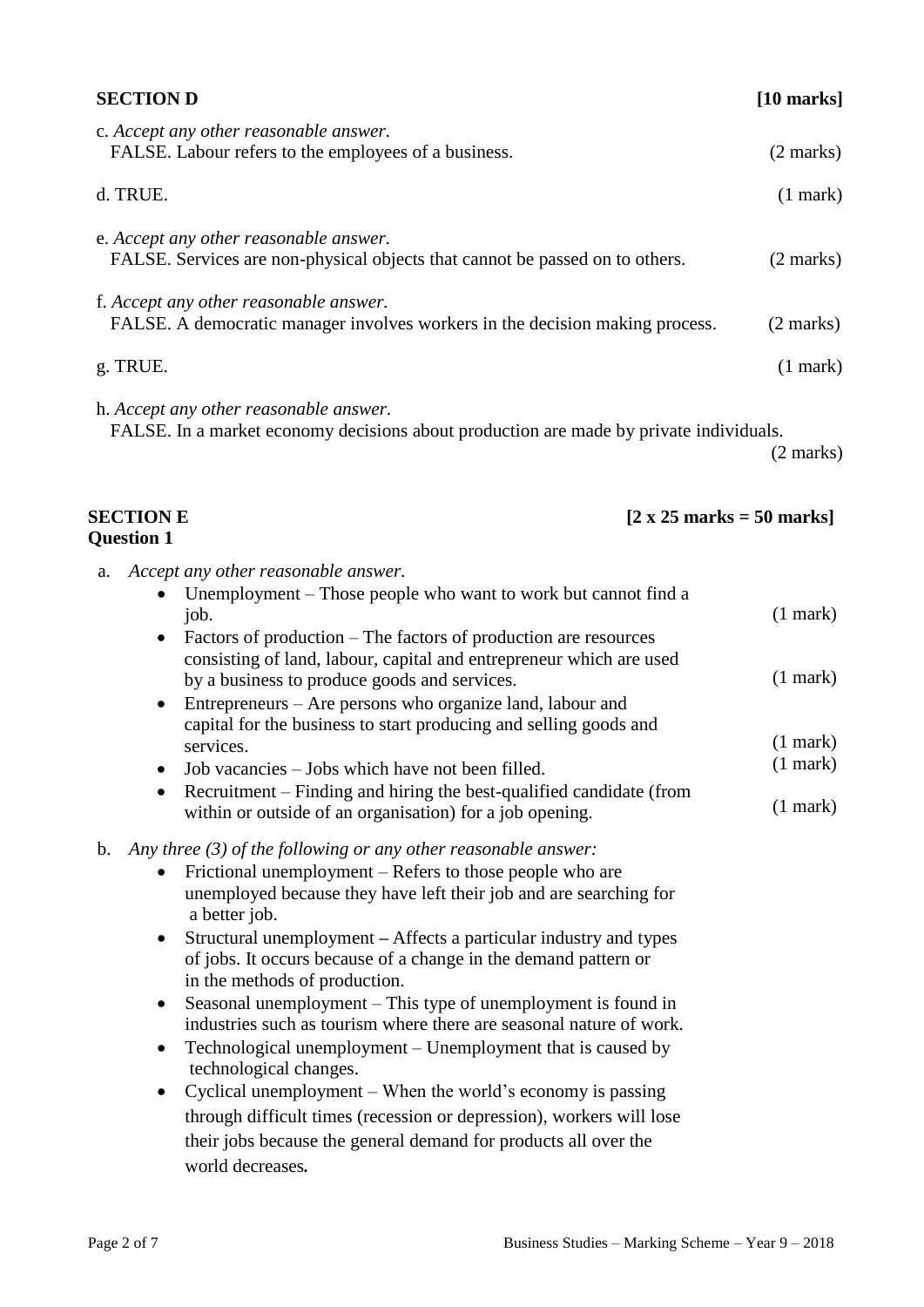## SECTION D **[10 marks]**

c. *Accept any other reasonable answer.*
FALSE. Labour refers to the employees of a business. (2 marks)

d. TRUE. (1 mark)

e. *Accept any other reasonable answer.*
FALSE. Services are non-physical objects that cannot be passed on to others. (2 marks)

f. *Accept any other reasonable answer.*
FALSE. A democratic manager involves workers in the decision making process. (2 marks)

g. TRUE. (1 mark)

h. *Accept any other reasonable answer.*
FALSE. In a market economy decisions about production are made by private individuals. (2 marks)

## SECTION E **[2 x 25 marks = 50 marks]**

### Question 1

a. *Accept any other reasonable answer.*

- Unemployment – Those people who want to work but cannot find a job. (1 mark)
- Factors of production – The factors of production are resources consisting of land, labour, capital and entrepreneur which are used by a business to produce goods and services. (1 mark)
- Entrepreneurs – Are persons who organize land, labour and capital for the business to start producing and selling goods and services. (1 mark)
- Job vacancies – Jobs which have not been filled. (1 mark)
- Recruitment – Finding and hiring the best-qualified candidate (from within or outside of an organisation) for a job opening. (1 mark)

b. *Any three (3) of the following or any other reasonable answer:*

- Frictional unemployment – Refers to those people who are unemployed because they have left their job and are searching for a better job.
- Structural unemployment – Affects a particular industry and types of jobs. It occurs because of a change in the demand pattern or in the methods of production.
- Seasonal unemployment – This type of unemployment is found in industries such as tourism where there are seasonal nature of work.
- Technological unemployment – Unemployment that is caused by technological changes.
- Cyclical unemployment – When the world's economy is passing through difficult times (recession or depression), workers will lose their jobs because the general demand for products all over the world decreases.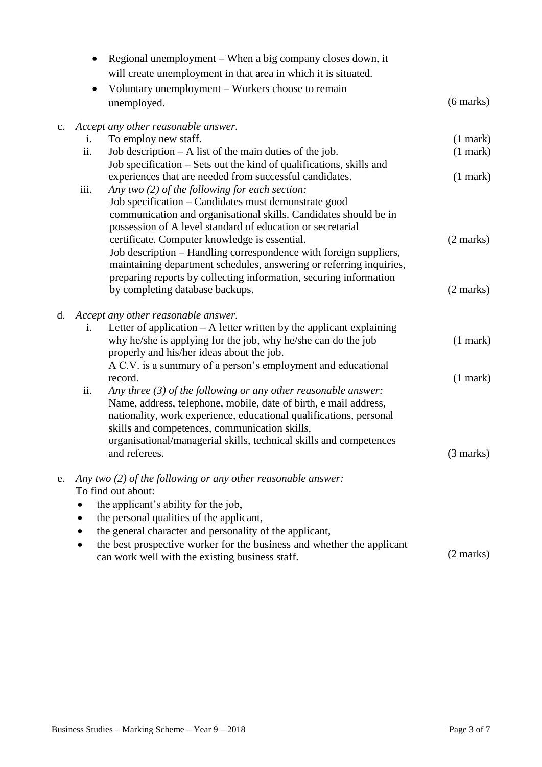- Regional unemployment – When a big company closes down, it will create unemployment in that area in which it is situated.
- Voluntary unemployment – Workers choose to remain unemployed. (6 marks)

c. *Accept any other reasonable answer.*

i. To employ new staff. (1 mark)

ii. Job description – A list of the main duties of the job. (1 mark)
Job specification – Sets out the kind of qualifications, skills and experiences that are needed from successful candidates. (1 mark)

iii. *Any two (2) of the following for each section:*
Job specification – Candidates must demonstrate good communication and organisational skills. Candidates should be in possession of A level standard of education or secretarial certificate. Computer knowledge is essential. (2 marks)
Job description – Handling correspondence with foreign suppliers, maintaining department schedules, answering or referring inquiries, preparing reports by collecting information, securing information by completing database backups. (2 marks)

d. *Accept any other reasonable answer.*

i. Letter of application – A letter written by the applicant explaining why he/she is applying for the job, why he/she can do the job properly and his/her ideas about the job. (1 mark)
A C.V. is a summary of a person's employment and educational record. (1 mark)

ii. *Any three (3) of the following or any other reasonable answer:*
Name, address, telephone, mobile, date of birth, e mail address, nationality, work experience, educational qualifications, personal skills and competences, communication skills, organisational/managerial skills, technical skills and competences and referees. (3 marks)

e. *Any two (2) of the following or any other reasonable answer:*
To find out about:

- the applicant's ability for the job,
- the personal qualities of the applicant,
- the general character and personality of the applicant,
- the best prospective worker for the business and whether the applicant can work well with the existing business staff. (2 marks)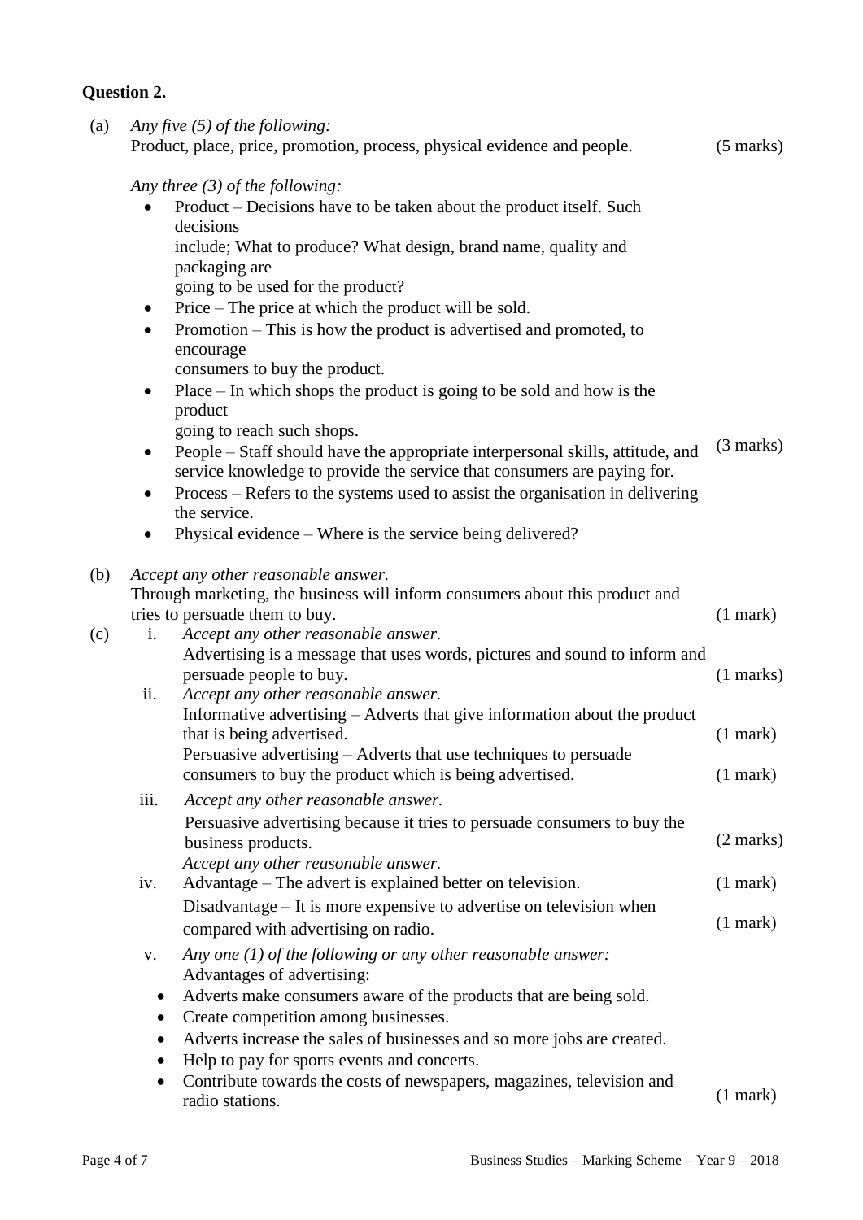**Question 2.**

(a) *Any five (5) of the following:*
Product, place, price, promotion, process, physical evidence and people. (5 marks)

*Any three (3) of the following:*

- Product – Decisions have to be taken about the product itself. Such decisions include; What to produce? What design, brand name, quality and packaging are going to be used for the product?
- Price – The price at which the product will be sold.
- Promotion – This is how the product is advertised and promoted, to encourage consumers to buy the product.
- Place – In which shops the product is going to be sold and how is the product going to reach such shops.
- People – Staff should have the appropriate interpersonal skills, attitude, and service knowledge to provide the service that consumers are paying for.
- Process – Refers to the systems used to assist the organisation in delivering the service.
- Physical evidence – Where is the service being delivered?

(3 marks)

(b) *Accept any other reasonable answer.*
Through marketing, the business will inform consumers about this product and tries to persuade them to buy. (1 mark)

(c)

i. *Accept any other reasonable answer.*
Advertising is a message that uses words, pictures and sound to inform and persuade people to buy. (1 marks)

ii. *Accept any other reasonable answer.*
Informative advertising – Adverts that give information about the product that is being advertised. (1 mark)
Persuasive advertising – Adverts that use techniques to persuade consumers to buy the product which is being advertised. (1 mark)

iii. *Accept any other reasonable answer.*
Persuasive advertising because it tries to persuade consumers to buy the business products. (2 marks)

iv. *Accept any other reasonable answer.*
Advantage – The advert is explained better on television. (1 mark)
Disadvantage – It is more expensive to advertise on television when compared with advertising on radio. (1 mark)

v. *Any one (1) of the following or any other reasonable answer:*
Advantages of advertising:

- Adverts make consumers aware of the products that are being sold.
- Create competition among businesses.
- Adverts increase the sales of businesses and so more jobs are created.
- Help to pay for sports events and concerts.
- Contribute towards the costs of newspapers, magazines, television and radio stations.

(1 mark)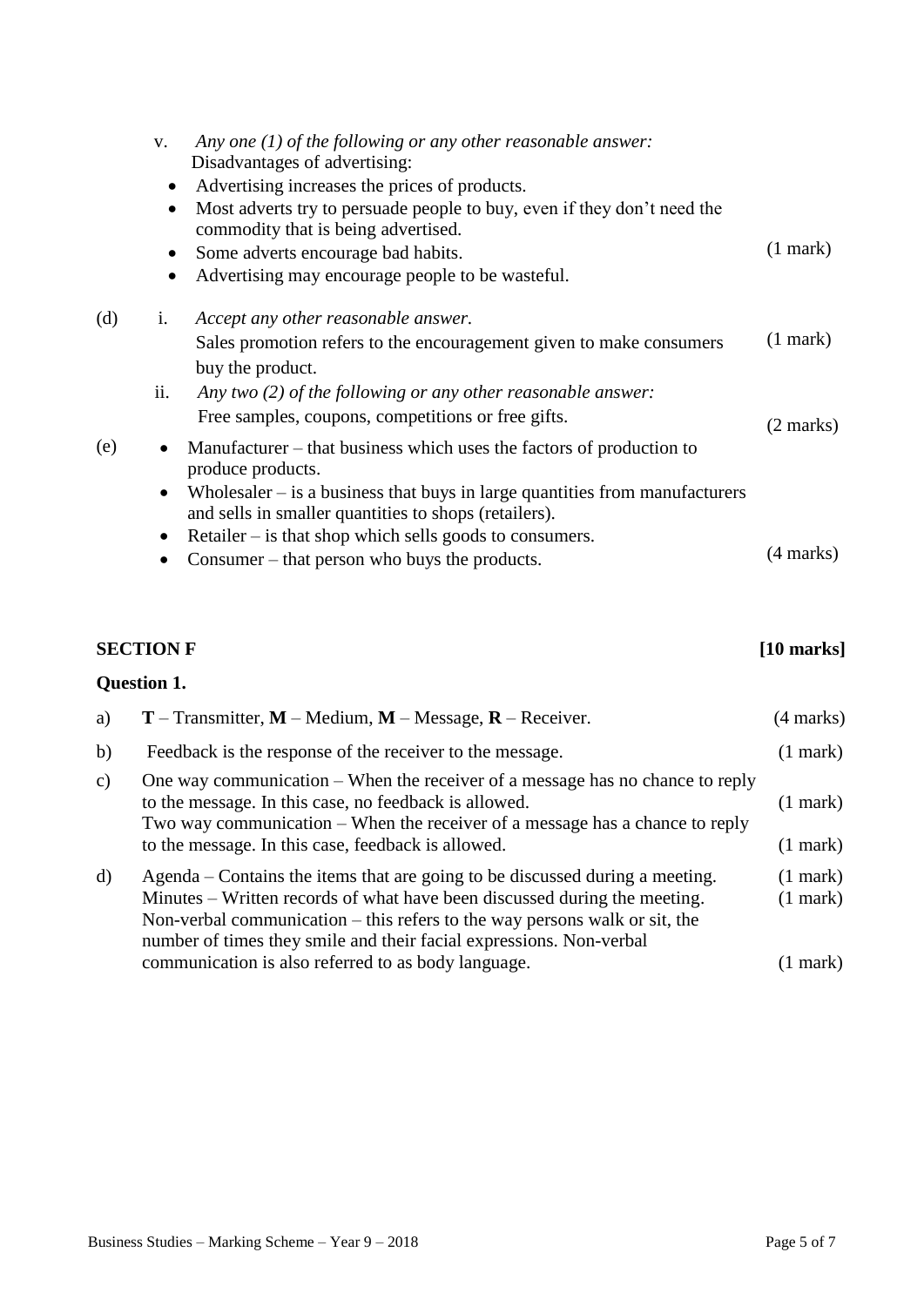v. *Any one (1) of the following or any other reasonable answer:*
Disadvantages of advertising:

- Advertising increases the prices of products.
- Most adverts try to persuade people to buy, even if they don't need the commodity that is being advertised.
- Some adverts encourage bad habits.
- Advertising may encourage people to be wasteful.

(1 mark)

(d)

i. *Accept any other reasonable answer.*
Sales promotion refers to the encouragement given to make consumers buy the product. (1 mark)

ii. *Any two (2) of the following or any other reasonable answer:*
Free samples, coupons, competitions or free gifts. (2 marks)

(e)

- Manufacturer – that business which uses the factors of production to produce products.
- Wholesaler – is a business that buys in large quantities from manufacturers and sells in smaller quantities to shops (retailers).
- Retailer – is that shop which sells goods to consumers.
- Consumer – that person who buys the products.

(4 marks)

## SECTION F [10 marks]

**Question 1.**

a) **T** – Transmitter, **M** – Medium, **M** – Message, **R** – Receiver. (4 marks)

b) Feedback is the response of the receiver to the message. (1 mark)

c) One way communication – When the receiver of a message has no chance to reply to the message. In this case, no feedback is allowed. (1 mark)
Two way communication – When the receiver of a message has a chance to reply to the message. In this case, feedback is allowed. (1 mark)

d) Agenda – Contains the items that are going to be discussed during a meeting. (1 mark)
Minutes – Written records of what have been discussed during the meeting. (1 mark)
Non-verbal communication – this refers to the way persons walk or sit, the number of times they smile and their facial expressions. Non-verbal communication is also referred to as body language. (1 mark)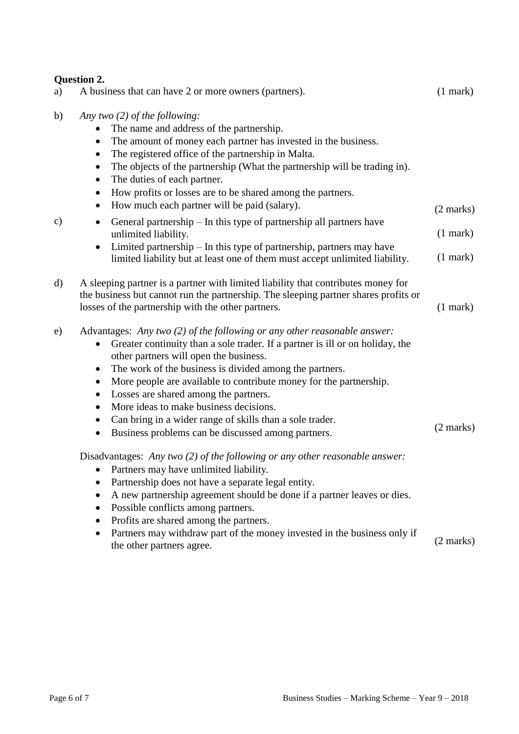**Question 2.**

a) A business that can have 2 or more owners (partners). (1 mark)

b) *Any two (2) of the following:*

- The name and address of the partnership.
- The amount of money each partner has invested in the business.
- The registered office of the partnership in Malta.
- The objects of the partnership (What the partnership will be trading in).
- The duties of each partner.
- How profits or losses are to be shared among the partners.
- How much each partner will be paid (salary).

(2 marks)

c)

- General partnership – In this type of partnership all partners have unlimited liability. (1 mark)
- Limited partnership – In this type of partnership, partners may have limited liability but at least one of them must accept unlimited liability. (1 mark)

d) A sleeping partner is a partner with limited liability that contributes money for the business but cannot run the partnership. The sleeping partner shares profits or losses of the partnership with the other partners. (1 mark)

e) Advantages: *Any two (2) of the following or any other reasonable answer:*

- Greater continuity than a sole trader. If a partner is ill or on holiday, the other partners will open the business.
- The work of the business is divided among the partners.
- More people are available to contribute money for the partnership.
- Losses are shared among the partners.
- More ideas to make business decisions.
- Can bring in a wider range of skills than a sole trader.
- Business problems can be discussed among partners.

(2 marks)

Disadvantages: *Any two (2) of the following or any other reasonable answer:*

- Partners may have unlimited liability.
- Partnership does not have a separate legal entity.
- A new partnership agreement should be done if a partner leaves or dies.
- Possible conflicts among partners.
- Profits are shared among the partners.
- Partners may withdraw part of the money invested in the business only if the other partners agree.

(2 marks)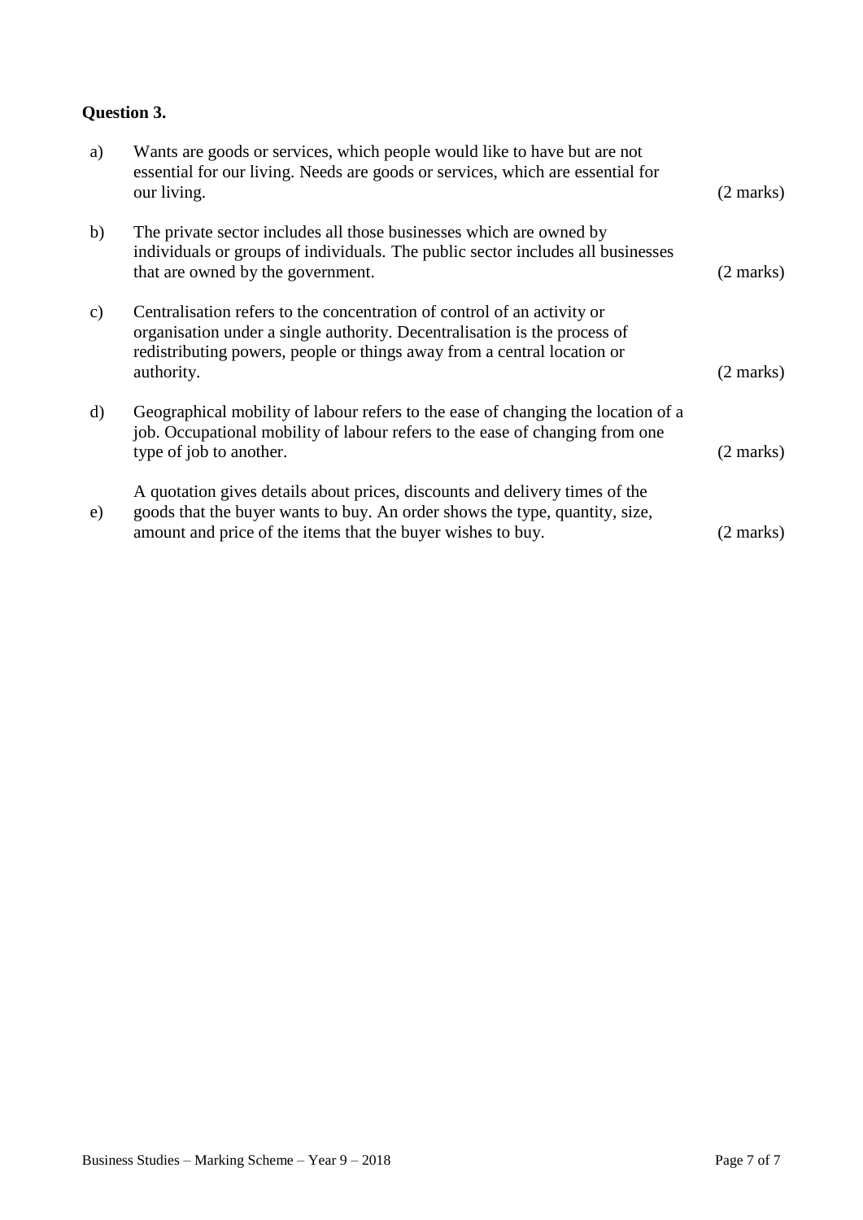**Question 3.**

a) Wants are goods or services, which people would like to have but are not essential for our living. Needs are goods or services, which are essential for our living. (2 marks)

b) The private sector includes all those businesses which are owned by individuals or groups of individuals. The public sector includes all businesses that are owned by the government. (2 marks)

c) Centralisation refers to the concentration of control of an activity or organisation under a single authority. Decentralisation is the process of redistributing powers, people or things away from a central location or authority. (2 marks)

d) Geographical mobility of labour refers to the ease of changing the location of a job. Occupational mobility of labour refers to the ease of changing from one type of job to another. (2 marks)

e) A quotation gives details about prices, discounts and delivery times of the goods that the buyer wants to buy. An order shows the type, quantity, size, amount and price of the items that the buyer wishes to buy. (2 marks)